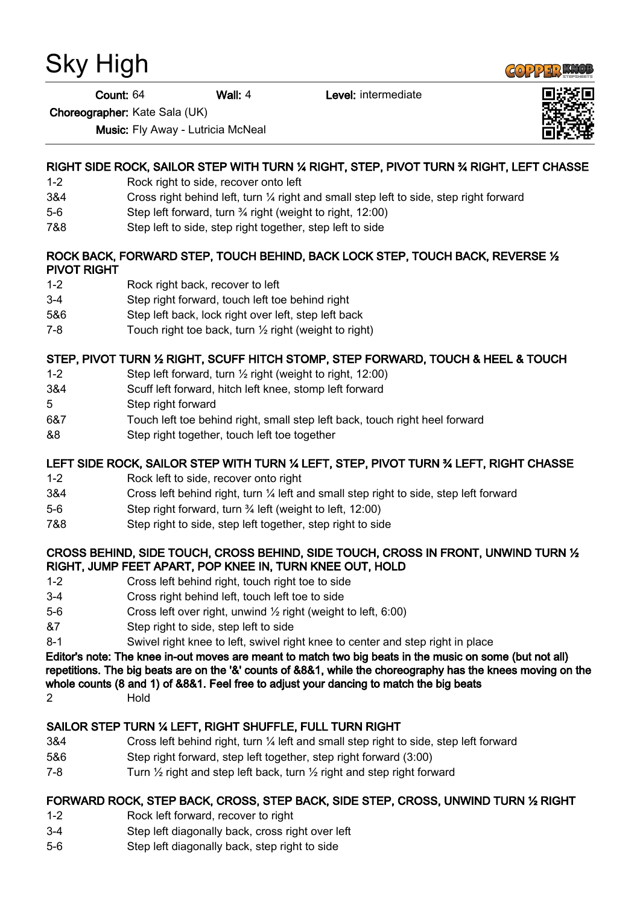# Sky High

**Count:** 64 **Wall:** 4 **Level:** intermediate

**Choreographer:** Kate Sala (UK)

**Music:** Fly Away - Lutricia McNeal

### RIGHT SIDE ROCK, SAILOR STEP WITH TURN ¼ RIGHT, STEP, PIVOT TURN ¾ RIGHT, LEFT CHASSE

| | |
|---|---|
| 1-2 | Rock right to side, recover onto left |
| 3&4 | Cross right behind left, turn ¼ right and small step left to side, step right forward |
| 5-6 | Step left forward, turn ¾ right (weight to right, 12:00) |
| 7&8 | Step left to side, step right together, step left to side |

### ROCK BACK, FORWARD STEP, TOUCH BEHIND, BACK LOCK STEP, TOUCH BACK, REVERSE ½ PIVOT RIGHT

| | |
|---|---|
| 1-2 | Rock right back, recover to left |
| 3-4 | Step right forward, touch left toe behind right |
| 5&6 | Step left back, lock right over left, step left back |
| 7-8 | Touch right toe back, turn ½ right (weight to right) |

### STEP, PIVOT TURN ½ RIGHT, SCUFF HITCH STOMP, STEP FORWARD, TOUCH & HEEL & TOUCH

| | |
|---|---|
| 1-2 | Step left forward, turn ½ right (weight to right, 12:00) |
| 3&4 | Scuff left forward, hitch left knee, stomp left forward |
| 5 | Step right forward |
| 6&7 | Touch left toe behind right, small step left back, touch right heel forward |
| &8 | Step right together, touch left toe together |

### LEFT SIDE ROCK, SAILOR STEP WITH TURN ¼ LEFT, STEP, PIVOT TURN ¾ LEFT, RIGHT CHASSE

| | |
|---|---|
| 1-2 | Rock left to side, recover onto right |
| 3&4 | Cross left behind right, turn ¼ left and small step right to side, step left forward |
| 5-6 | Step right forward, turn ¾ left (weight to left, 12:00) |
| 7&8 | Step right to side, step left together, step right to side |

### CROSS BEHIND, SIDE TOUCH, CROSS BEHIND, SIDE TOUCH, CROSS IN FRONT, UNWIND TURN ½ RIGHT, JUMP FEET APART, POP KNEE IN, TURN KNEE OUT, HOLD

| | |
|---|---|
| 1-2 | Cross left behind right, touch right toe to side |
| 3-4 | Cross right behind left, touch left toe to side |
| 5-6 | Cross left over right, unwind ½ right (weight to left, 6:00) |
| &7 | Step right to side, step left to side |
| 8-1 | Swivel right knee to left, swivel right knee to center and step right in place |

**Editor's note: The knee in-out moves are meant to match two big beats in the music on some (but not all) repetitions. The big beats are on the '&' counts of &8&1, while the choreography has the knees moving on the whole counts (8 and 1) of &8&1. Feel free to adjust your dancing to match the big beats**

| | |
|---|---|
| 2 | Hold |

### SAILOR STEP TURN ¼ LEFT, RIGHT SHUFFLE, FULL TURN RIGHT

| | |
|---|---|
| 3&4 | Cross left behind right, turn ¼ left and small step right to side, step left forward |
| 5&6 | Step right forward, step left together, step right forward (3:00) |
| 7-8 | Turn ½ right and step left back, turn ½ right and step right forward |

### FORWARD ROCK, STEP BACK, CROSS, STEP BACK, SIDE STEP, CROSS, UNWIND TURN ½ RIGHT

| | |
|---|---|
| 1-2 | Rock left forward, recover to right |
| 3-4 | Step left diagonally back, cross right over left |
| 5-6 | Step left diagonally back, step right to side |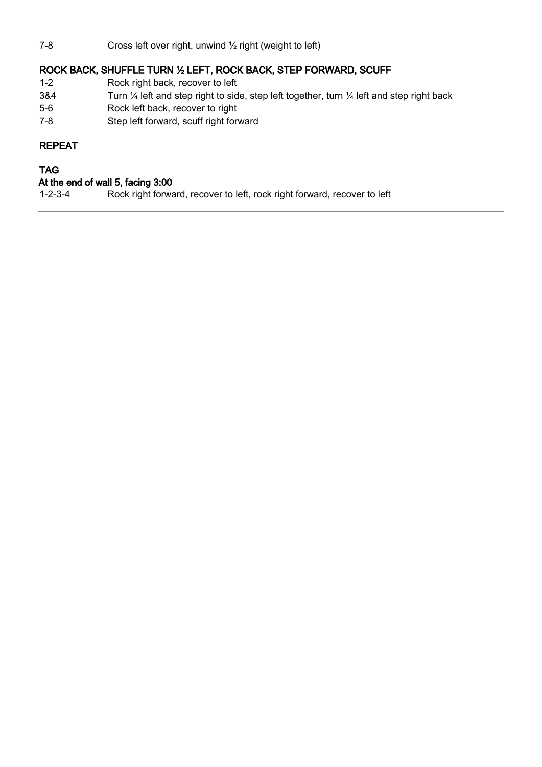7-8 Cross left over right, unwind ½ right (weight to left)

**ROCK BACK, SHUFFLE TURN ½ LEFT, ROCK BACK, STEP FORWARD, SCUFF**

| | |
|---|---|
| 1-2 | Rock right back, recover to left |
| 3&4 | Turn ¼ left and step right to side, step left together, turn ¼ left and step right back |
| 5-6 | Rock left back, recover to right |
| 7-8 | Step left forward, scuff right forward |

**REPEAT**

**TAG**

**At the end of wall 5, facing 3:00**

| | |
|---|---|
| 1-2-3-4 | Rock right forward, recover to left, rock right forward, recover to left |

---